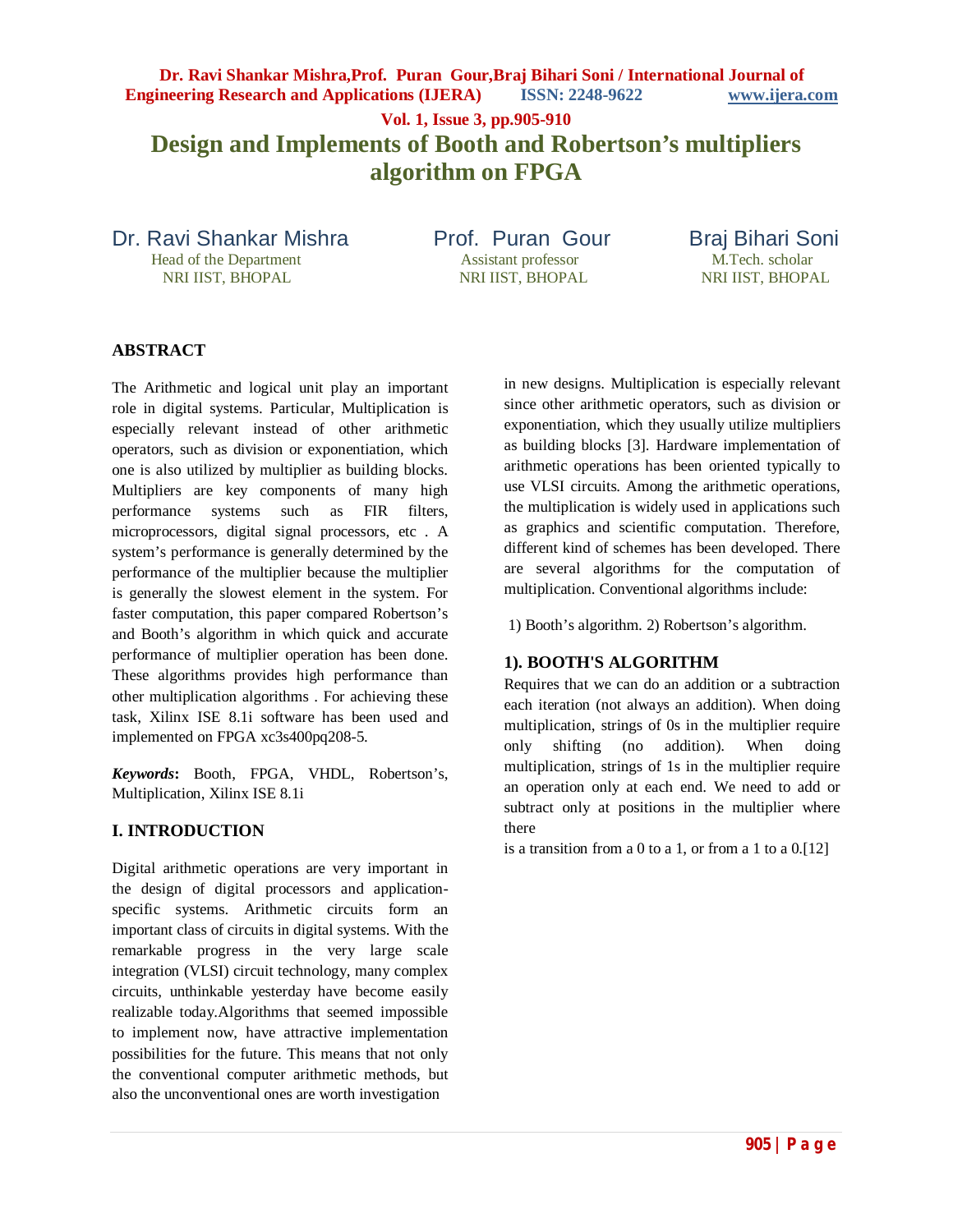# Design and Implements of Booth and Robertson's multipliers algorithm on FPGA

**Dr. Ravi Shankar Mishra**
Head of the Department
NRI IIST, BHOPAL

**Prof. Puran Gour**
Assistant professor
NRI IIST, BHOPAL

**Braj Bihari Soni**
M.Tech. scholar
NRI IIST, BHOPAL

## ABSTRACT

The Arithmetic and logical unit play an important role in digital systems. Particular, Multiplication is especially relevant instead of other arithmetic operators, such as division or exponentiation, which one is also utilized by multiplier as building blocks. Multipliers are key components of many high performance systems such as FIR filters, microprocessors, digital signal processors, etc . A system's performance is generally determined by the performance of the multiplier because the multiplier is generally the slowest element in the system. For faster computation, this paper compared Robertson's and Booth's algorithm in which quick and accurate performance of multiplier operation has been done. These algorithms provides high performance than other multiplication algorithms . For achieving these task, Xilinx ISE 8.1i software has been used and implemented on FPGA xc3s400pq208-5.

***Keywords*:** Booth, FPGA, VHDL, Robertson's, Multiplication, Xilinx ISE 8.1i

## I. INTRODUCTION

Digital arithmetic operations are very important in the design of digital processors and application-specific systems. Arithmetic circuits form an important class of circuits in digital systems. With the remarkable progress in the very large scale integration (VLSI) circuit technology, many complex circuits, unthinkable yesterday have become easily realizable today.Algorithms that seemed impossible to implement now, have attractive implementation possibilities for the future. This means that not only the conventional computer arithmetic methods, but also the unconventional ones are worth investigation in new designs. Multiplication is especially relevant since other arithmetic operators, such as division or exponentiation, which they usually utilize multipliers as building blocks [3]. Hardware implementation of arithmetic operations has been oriented typically to use VLSI circuits. Among the arithmetic operations, the multiplication is widely used in applications such as graphics and scientific computation. Therefore, different kind of schemes has been developed. There are several algorithms for the computation of multiplication. Conventional algorithms include:

1) Booth's algorithm. 2) Robertson's algorithm.

### 1). BOOTH'S ALGORITHM

Requires that we can do an addition or a subtraction each iteration (not always an addition). When doing multiplication, strings of 0s in the multiplier require only shifting (no addition). When doing multiplication, strings of 1s in the multiplier require an operation only at each end. We need to add or subtract only at positions in the multiplier where there is a transition from a 0 to a 1, or from a 1 to a 0.[12]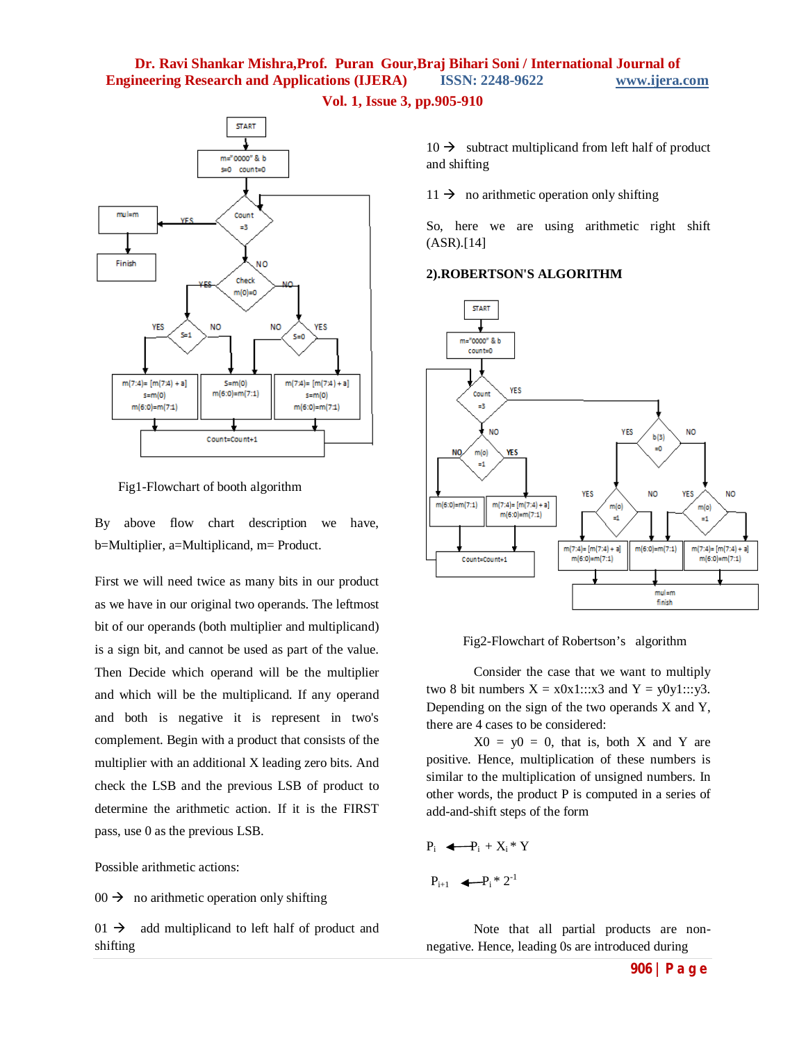Fig1-Flowchart of booth algorithm

By above flow chart description we have, b=Multiplier, a=Multiplicand, m= Product.

First we will need twice as many bits in our product as we have in our original two operands. The leftmost bit of our operands (both multiplier and multiplicand) is a sign bit, and cannot be used as part of the value. Then Decide which operand will be the multiplier and which will be the multiplicand. If any operand and both is negative it is represent in two's complement. Begin with a product that consists of the multiplier with an additional X leading zero bits. And check the LSB and the previous LSB of product to determine the arithmetic action. If it is the FIRST pass, use 0 as the previous LSB.

Possible arithmetic actions:

00 → no arithmetic operation only shifting

01 → add multiplicand to left half of product and shifting

10 → subtract multiplicand from left half of product and shifting

11 → no arithmetic operation only shifting

So, here we are using arithmetic right shift (ASR).[14]

### 2).ROBERTSON'S ALGORITHM

Fig2-Flowchart of Robertson's algorithm

Consider the case that we want to multiply two 8 bit numbers X = x0x1:::x3 and Y = y0y1:::y3. Depending on the sign of the two operands X and Y, there are 4 cases to be considered:

X0 = y0 = 0, that is, both X and Y are positive. Hence, multiplication of these numbers is similar to the multiplication of unsigned numbers. In other words, the product P is computed in a series of add-and-shift steps of the form

$$P_i \leftarrow P_i + X_i * Y$$

$$P_{i+1} \leftarrow P_i * 2^{-1}$$

Note that all partial products are non-negative. Hence, leading 0s are introduced during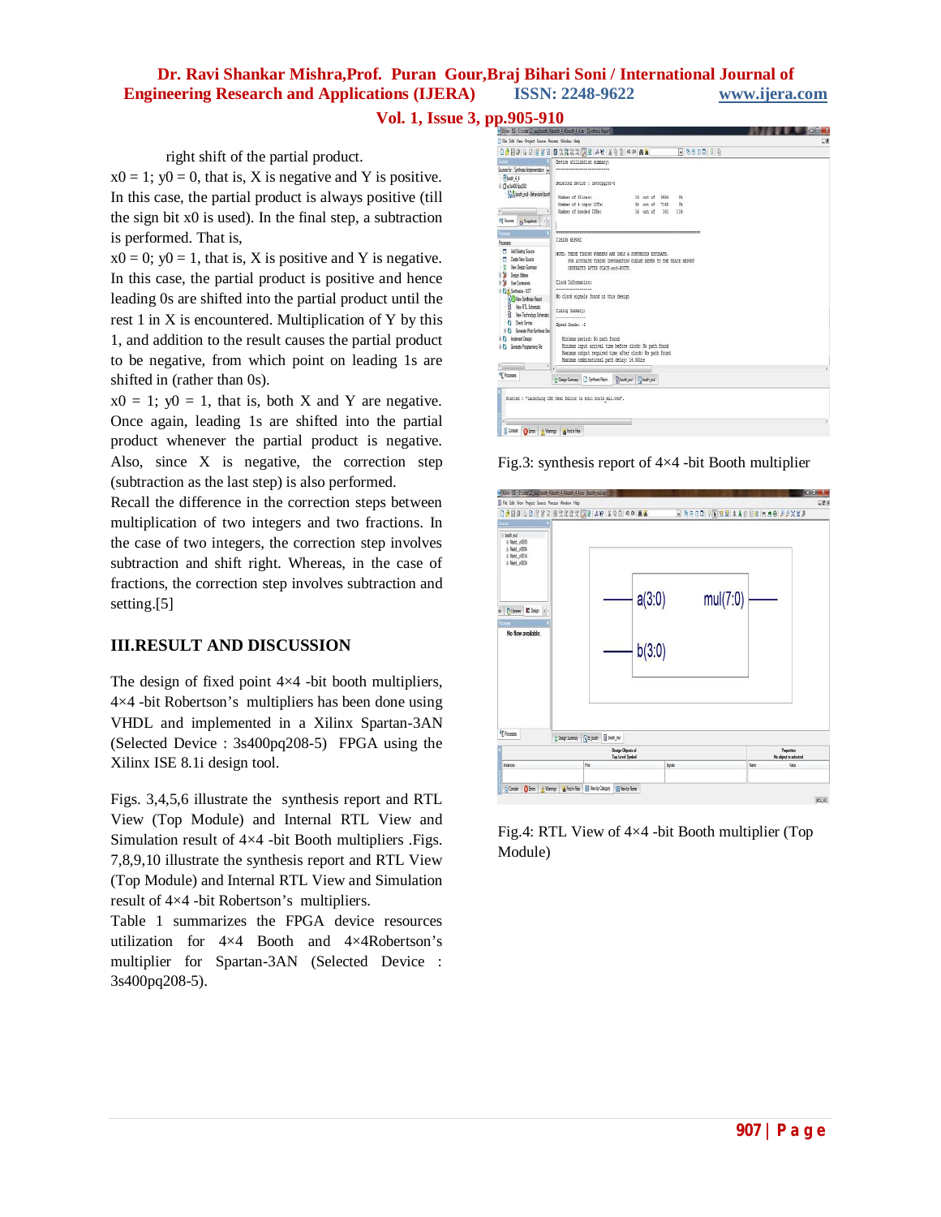right shift of the partial product.

$x0 = 1$; $y0 = 0$, that is, X is negative and Y is positive. In this case, the partial product is always positive (till the sign bit x0 is used). In the final step, a subtraction is performed. That is,

$x0 = 0$; $y0 = 1$, that is, X is positive and Y is negative. In this case, the partial product is positive and hence leading 0s are shifted into the partial product until the rest 1 in X is encountered. Multiplication of Y by this 1, and addition to the result causes the partial product to be negative, from which point on leading 1s are shifted in (rather than 0s).

$x0 = 1$; $y0 = 1$, that is, both X and Y are negative. Once again, leading 1s are shifted into the partial product whenever the partial product is negative. Also, since X is negative, the correction step (subtraction as the last step) is also performed.

Recall the difference in the correction steps between multiplication of two integers and two fractions. In the case of two integers, the correction step involves subtraction and shift right. Whereas, in the case of fractions, the correction step involves subtraction and setting.[5]

## III.RESULT AND DISCUSSION

The design of fixed point 4×4 -bit booth multipliers, 4×4 -bit Robertson's multipliers has been done using VHDL and implemented in a Xilinx Spartan-3AN (Selected Device : 3s400pq208-5) FPGA using the Xilinx ISE 8.1i design tool.

Figs. 3,4,5,6 illustrate the synthesis report and RTL View (Top Module) and Internal RTL View and Simulation result of 4×4 -bit Booth multipliers .Figs. 7,8,9,10 illustrate the synthesis report and RTL View (Top Module) and Internal RTL View and Simulation result of 4×4 -bit Robertson's multipliers.

Table 1 summarizes the FPGA device resources utilization for 4×4 Booth and 4×4Robertson's multiplier for Spartan-3AN (Selected Device : 3s400pq208-5).

Fig.3: synthesis report of 4×4 -bit Booth multiplier

Fig.4: RTL View of 4×4 -bit Booth multiplier (Top Module)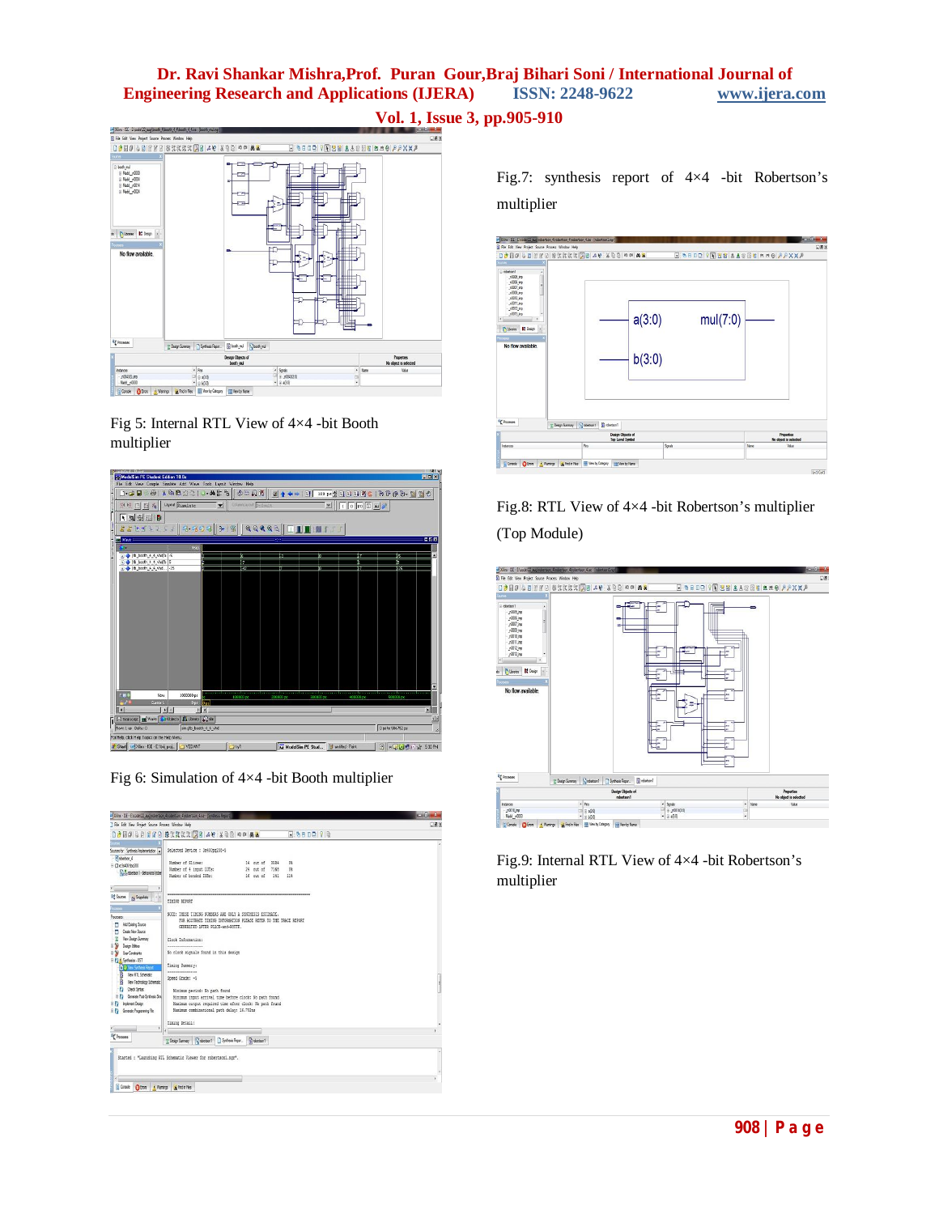Fig 5: Internal RTL View of 4×4 -bit Booth multiplier

Fig 6: Simulation of 4×4 -bit Booth multiplier

Fig.7: synthesis report of 4×4 -bit Robertson's multiplier

Fig.8: RTL View of 4×4 -bit Robertson's multiplier (Top Module)

Fig.9: Internal RTL View of 4×4 -bit Robertson's multiplier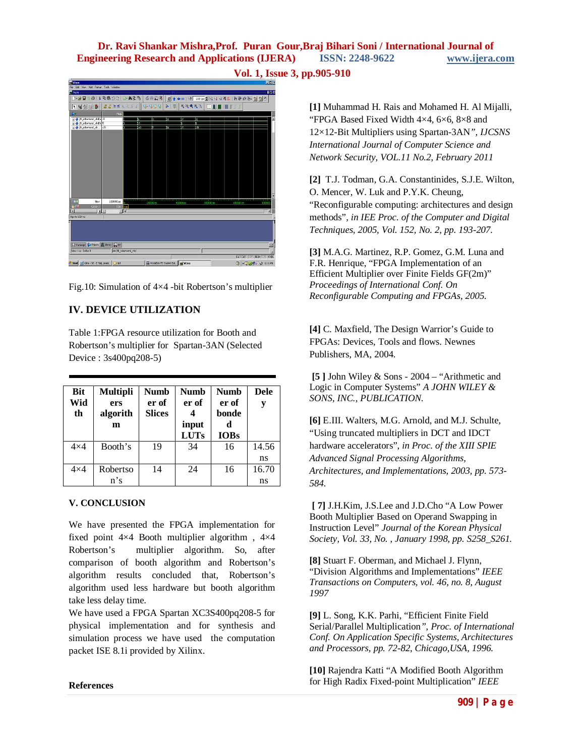Fig.10: Simulation of 4×4 -bit Robertson's multiplier

## IV. DEVICE UTILIZATION

Table 1:FPGA resource utilization for Booth and Robertson's multiplier for Spartan-3AN (Selected Device : 3s400pq208-5)

| Bit Width | Multipliers algorithm | Number of Slices | Number of 4 input LUTs | Number of bonded IOBs | Delay |
|---|---|---|---|---|---|
| 4×4 | Booth's | 19 | 34 | 16 | 14.56 ns |
| 4×4 | Robertson's | 14 | 24 | 16 | 16.70 ns |

## V. CONCLUSION

We have presented the FPGA implementation for fixed point 4×4 Booth multiplier algorithm , 4×4 Robertson's multiplier algorithm. So, after comparison of booth algorithm and Robertson's algorithm results concluded that, Robertson's algorithm used less hardware but booth algorithm take less delay time.

We have used a FPGA Spartan XC3S400pq208-5 for physical implementation and for synthesis and simulation process we have used the computation packet ISE 8.1i provided by Xilinx.

## References

**[1]** Muhammad H. Rais and Mohamed H. Al Mijalli, "FPGA Based Fixed Width 4×4, 6×6, 8×8 and 12×12-Bit Multipliers using Spartan-3AN", *IJCSNS International Journal of Computer Science and Network Security, VOL.11 No.2, February 2011*

**[2]** T.J. Todman, G.A. Constantinides, S.J.E. Wilton, O. Mencer, W. Luk and P.Y.K. Cheung, "Reconfigurable computing: architectures and design methods", *in IEE Proc. of the Computer and Digital Techniques, 2005, Vol. 152, No. 2, pp. 193-207.*

**[3]** M.A.G. Martinez, R.P. Gomez, G.M. Luna and F.R. Henrique, "FPGA Implementation of an Efficient Multiplier over Finite Fields GF(2m)" *Proceedings of International Conf. On Reconfigurable Computing and FPGAs, 2005.*

**[4]** C. Maxfield, The Design Warrior's Guide to FPGAs: Devices, Tools and flows. Newnes Publishers, MA, 2004.

**[5 ]** John Wiley & Sons - 2004 – "Arithmetic and Logic in Computer Systems" *A JOHN WILEY & SONS, INC., PUBLICATION.*

**[6]** E.III. Walters, M.G. Arnold, and M.J. Schulte, "Using truncated multipliers in DCT and IDCT hardware accelerators", *in Proc. of the XIII SPIE Advanced Signal Processing Algorithms, Architectures, and Implementations, 2003, pp. 573-584.*

**[ 7]** J.H.Kim, J.S.Lee and J.D.Cho "A Low Power Booth Multiplier Based on Operand Swapping in Instruction Level" *Journal of the Korean Physical Society, Vol. 33, No. , January 1998, pp. S258_S261.*

**[8]** Stuart F. Oberman, and Michael J. Flynn, "Division Algorithms and Implementations" *IEEE Transactions on Computers, vol. 46, no. 8, August 1997*

**[9]** L. Song, K.K. Parhi, "Efficient Finite Field Serial/Parallel Multiplication", *Proc. of International Conf. On Application Specific Systems, Architectures and Processors, pp. 72-82, Chicago,USA, 1996.*

**[10]** Rajendra Katti "A Modified Booth Algorithm for High Radix Fixed-point Multiplication" *IEEE*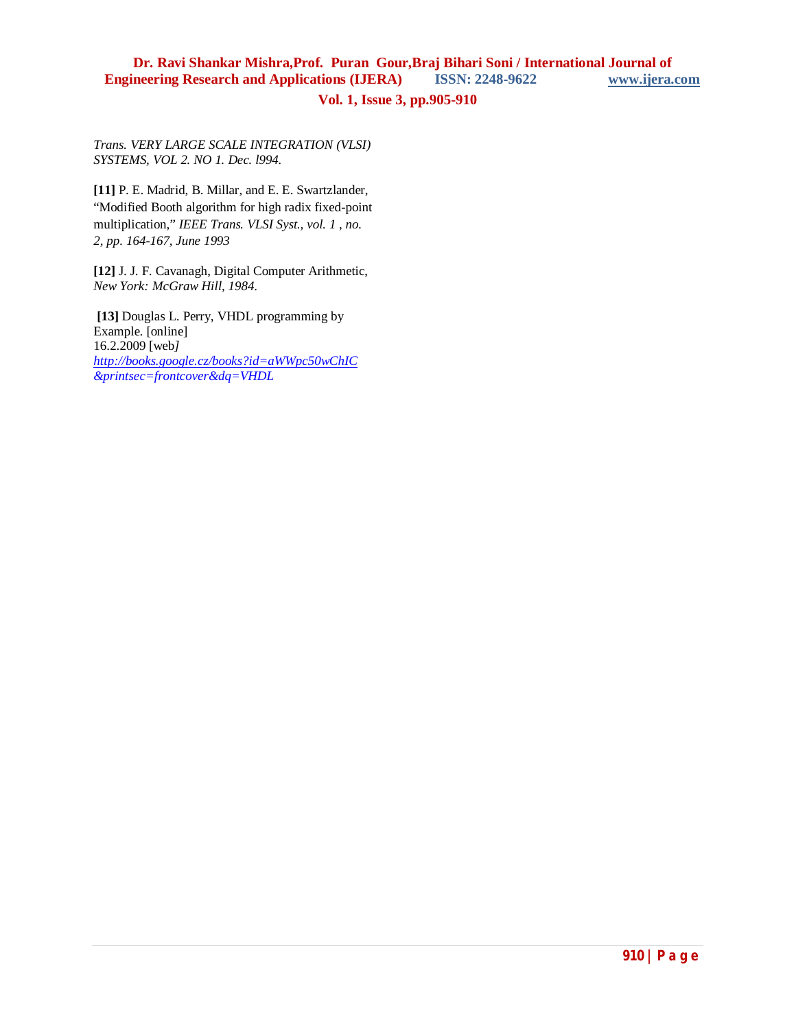*Trans. VERY LARGE SCALE INTEGRATION (VLSI) SYSTEMS, VOL 2. NO 1. Dec. l994.*

**[11]** P. E. Madrid, B. Millar, and E. E. Swartzlander, "Modified Booth algorithm for high radix fixed-point multiplication," *IEEE Trans. VLSI Syst., vol. 1 , no. 2, pp. 164-167, June 1993*

**[12]** J. J. F. Cavanagh, Digital Computer Arithmetic, *New York: McGraw Hill, 1984.*

**[13]** Douglas L. Perry, VHDL programming by Example. [online] 16.2.2009 [web*]* *http://books.google.cz/books?id=aWWpc50wChIC&printsec=frontcover&dq=VHDL*